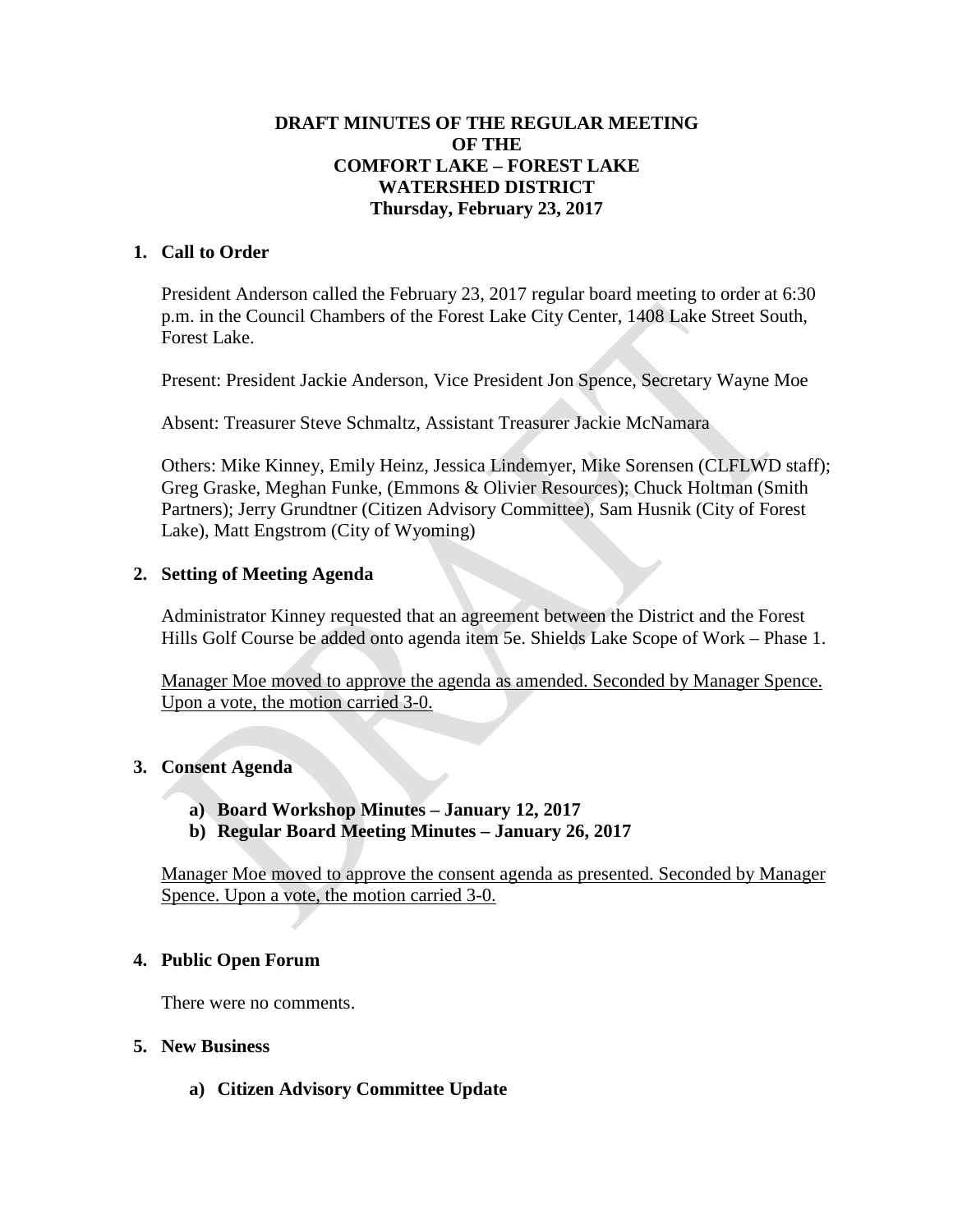**DRAFT MINUTES OF THE REGULAR MEETING OF THE COMFORT LAKE – FOREST LAKE WATERSHED DISTRICT**
**Thursday, February 23, 2017**

## 1. Call to Order

President Anderson called the February 23, 2017 regular board meeting to order at 6:30 p.m. in the Council Chambers of the Forest Lake City Center, 1408 Lake Street South, Forest Lake.

Present: President Jackie Anderson, Vice President Jon Spence, Secretary Wayne Moe

Absent: Treasurer Steve Schmaltz, Assistant Treasurer Jackie McNamara

Others: Mike Kinney, Emily Heinz, Jessica Lindemyer, Mike Sorensen (CLFLWD staff); Greg Graske, Meghan Funke, (Emmons & Olivier Resources); Chuck Holtman (Smith Partners); Jerry Grundtner (Citizen Advisory Committee), Sam Husnik (City of Forest Lake), Matt Engstrom (City of Wyoming)

## 2. Setting of Meeting Agenda

Administrator Kinney requested that an agreement between the District and the Forest Hills Golf Course be added onto agenda item 5e. Shields Lake Scope of Work – Phase 1.

Manager Moe moved to approve the agenda as amended. Seconded by Manager Spence. Upon a vote, the motion carried 3-0.

## 3. Consent Agenda

a) **Board Workshop Minutes – January 12, 2017**
b) **Regular Board Meeting Minutes – January 26, 2017**

Manager Moe moved to approve the consent agenda as presented. Seconded by Manager Spence. Upon a vote, the motion carried 3-0.

## 4. Public Open Forum

There were no comments.

## 5. New Business

a) **Citizen Advisory Committee Update**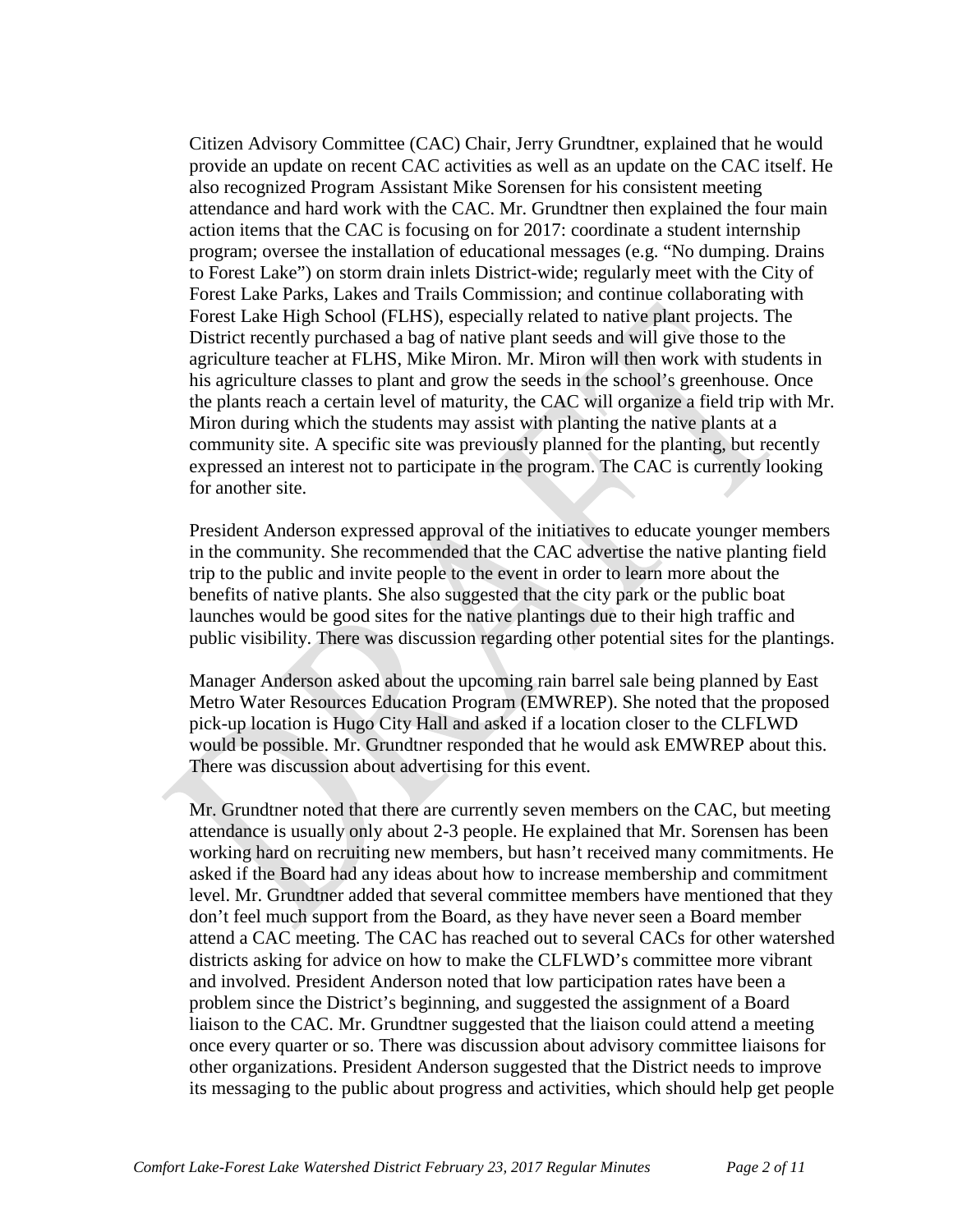Citizen Advisory Committee (CAC) Chair, Jerry Grundtner, explained that he would provide an update on recent CAC activities as well as an update on the CAC itself. He also recognized Program Assistant Mike Sorensen for his consistent meeting attendance and hard work with the CAC. Mr. Grundtner then explained the four main action items that the CAC is focusing on for 2017: coordinate a student internship program; oversee the installation of educational messages (e.g. "No dumping. Drains to Forest Lake") on storm drain inlets District-wide; regularly meet with the City of Forest Lake Parks, Lakes and Trails Commission; and continue collaborating with Forest Lake High School (FLHS), especially related to native plant projects. The District recently purchased a bag of native plant seeds and will give those to the agriculture teacher at FLHS, Mike Miron. Mr. Miron will then work with students in his agriculture classes to plant and grow the seeds in the school's greenhouse. Once the plants reach a certain level of maturity, the CAC will organize a field trip with Mr. Miron during which the students may assist with planting the native plants at a community site. A specific site was previously planned for the planting, but recently expressed an interest not to participate in the program. The CAC is currently looking for another site.

President Anderson expressed approval of the initiatives to educate younger members in the community. She recommended that the CAC advertise the native planting field trip to the public and invite people to the event in order to learn more about the benefits of native plants. She also suggested that the city park or the public boat launches would be good sites for the native plantings due to their high traffic and public visibility. There was discussion regarding other potential sites for the plantings.

Manager Anderson asked about the upcoming rain barrel sale being planned by East Metro Water Resources Education Program (EMWREP). She noted that the proposed pick-up location is Hugo City Hall and asked if a location closer to the CLFLWD would be possible. Mr. Grundtner responded that he would ask EMWREP about this. There was discussion about advertising for this event.

Mr. Grundtner noted that there are currently seven members on the CAC, but meeting attendance is usually only about 2-3 people. He explained that Mr. Sorensen has been working hard on recruiting new members, but hasn't received many commitments. He asked if the Board had any ideas about how to increase membership and commitment level. Mr. Grundtner added that several committee members have mentioned that they don't feel much support from the Board, as they have never seen a Board member attend a CAC meeting. The CAC has reached out to several CACs for other watershed districts asking for advice on how to make the CLFLWD's committee more vibrant and involved. President Anderson noted that low participation rates have been a problem since the District's beginning, and suggested the assignment of a Board liaison to the CAC. Mr. Grundtner suggested that the liaison could attend a meeting once every quarter or so. There was discussion about advisory committee liaisons for other organizations. President Anderson suggested that the District needs to improve its messaging to the public about progress and activities, which should help get people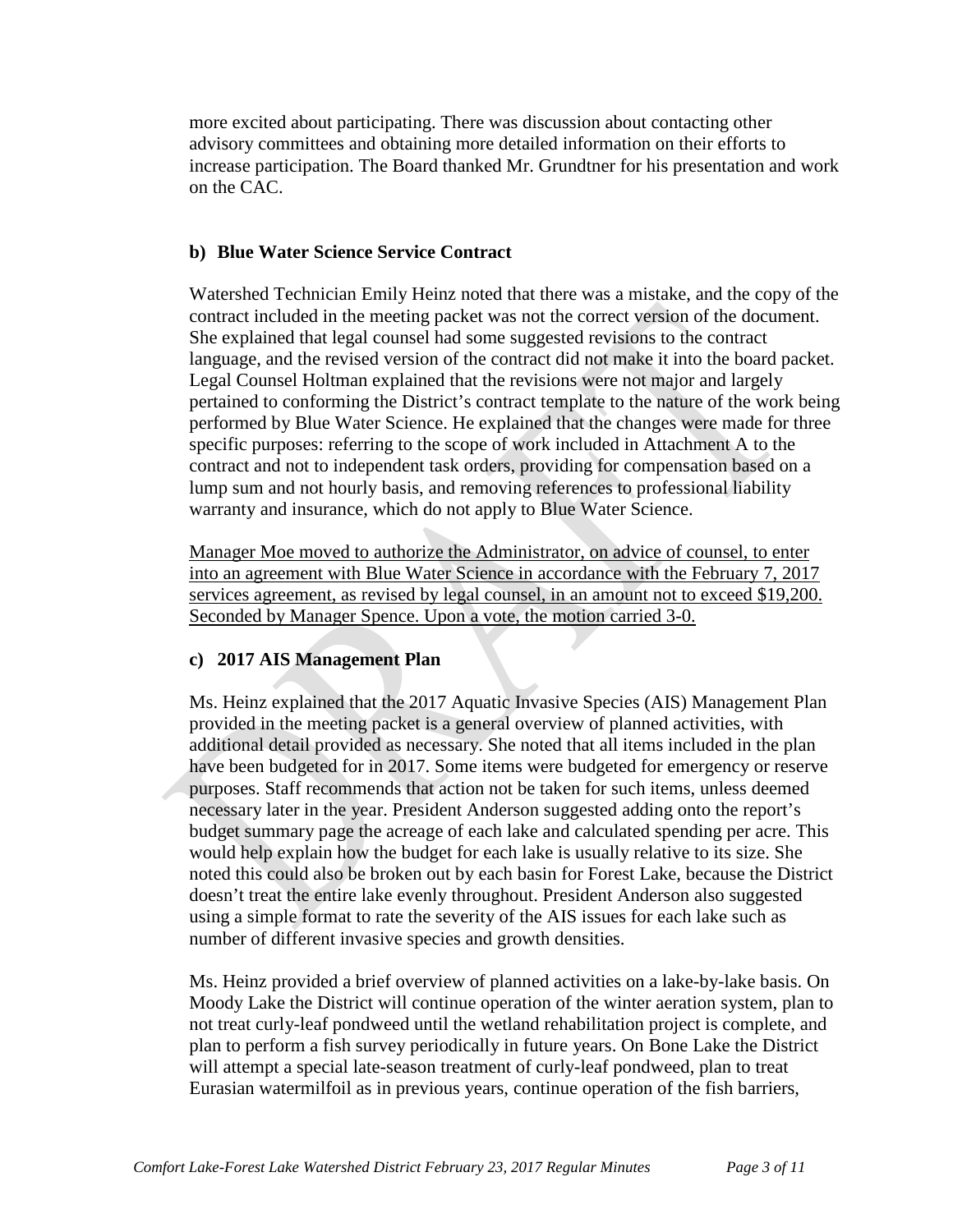more excited about participating. There was discussion about contacting other advisory committees and obtaining more detailed information on their efforts to increase participation. The Board thanked Mr. Grundtner for his presentation and work on the CAC.

### b) Blue Water Science Service Contract

Watershed Technician Emily Heinz noted that there was a mistake, and the copy of the contract included in the meeting packet was not the correct version of the document. She explained that legal counsel had some suggested revisions to the contract language, and the revised version of the contract did not make it into the board packet. Legal Counsel Holtman explained that the revisions were not major and largely pertained to conforming the District's contract template to the nature of the work being performed by Blue Water Science. He explained that the changes were made for three specific purposes: referring to the scope of work included in Attachment A to the contract and not to independent task orders, providing for compensation based on a lump sum and not hourly basis, and removing references to professional liability warranty and insurance, which do not apply to Blue Water Science.

<u>Manager Moe moved to authorize the Administrator, on advice of counsel, to enter into an agreement with Blue Water Science in accordance with the February 7, 2017 services agreement, as revised by legal counsel, in an amount not to exceed $19,200. Seconded by Manager Spence. Upon a vote, the motion carried 3-0.</u>

### c) 2017 AIS Management Plan

Ms. Heinz explained that the 2017 Aquatic Invasive Species (AIS) Management Plan provided in the meeting packet is a general overview of planned activities, with additional detail provided as necessary. She noted that all items included in the plan have been budgeted for in 2017. Some items were budgeted for emergency or reserve purposes. Staff recommends that action not be taken for such items, unless deemed necessary later in the year. President Anderson suggested adding onto the report's budget summary page the acreage of each lake and calculated spending per acre. This would help explain how the budget for each lake is usually relative to its size. She noted this could also be broken out by each basin for Forest Lake, because the District doesn't treat the entire lake evenly throughout. President Anderson also suggested using a simple format to rate the severity of the AIS issues for each lake such as number of different invasive species and growth densities.

Ms. Heinz provided a brief overview of planned activities on a lake-by-lake basis. On Moody Lake the District will continue operation of the winter aeration system, plan to not treat curly-leaf pondweed until the wetland rehabilitation project is complete, and plan to perform a fish survey periodically in future years. On Bone Lake the District will attempt a special late-season treatment of curly-leaf pondweed, plan to treat Eurasian watermilfoil as in previous years, continue operation of the fish barriers,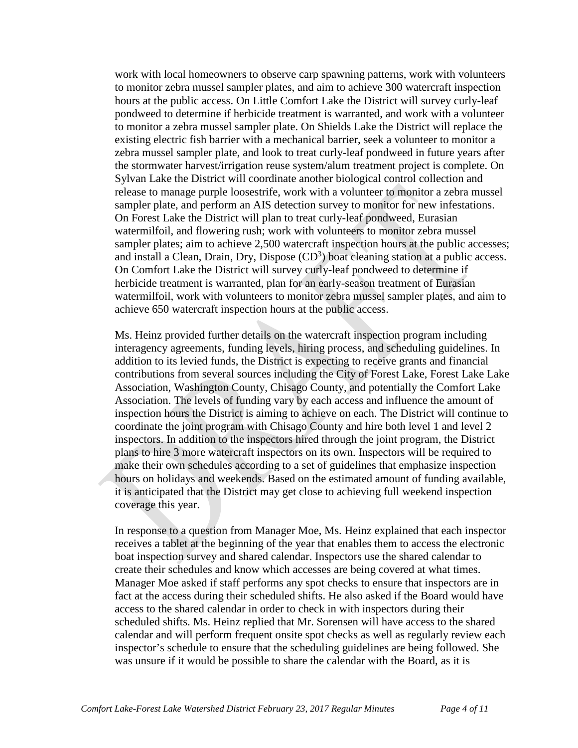work with local homeowners to observe carp spawning patterns, work with volunteers to monitor zebra mussel sampler plates, and aim to achieve 300 watercraft inspection hours at the public access. On Little Comfort Lake the District will survey curly-leaf pondweed to determine if herbicide treatment is warranted, and work with a volunteer to monitor a zebra mussel sampler plate. On Shields Lake the District will replace the existing electric fish barrier with a mechanical barrier, seek a volunteer to monitor a zebra mussel sampler plate, and look to treat curly-leaf pondweed in future years after the stormwater harvest/irrigation reuse system/alum treatment project is complete. On Sylvan Lake the District will coordinate another biological control collection and release to manage purple loosestrife, work with a volunteer to monitor a zebra mussel sampler plate, and perform an AIS detection survey to monitor for new infestations. On Forest Lake the District will plan to treat curly-leaf pondweed, Eurasian watermilfoil, and flowering rush; work with volunteers to monitor zebra mussel sampler plates; aim to achieve 2,500 watercraft inspection hours at the public accesses; and install a Clean, Drain, Dry, Dispose ($CD^3$) boat cleaning station at a public access. On Comfort Lake the District will survey curly-leaf pondweed to determine if herbicide treatment is warranted, plan for an early-season treatment of Eurasian watermilfoil, work with volunteers to monitor zebra mussel sampler plates, and aim to achieve 650 watercraft inspection hours at the public access.

Ms. Heinz provided further details on the watercraft inspection program including interagency agreements, funding levels, hiring process, and scheduling guidelines. In addition to its levied funds, the District is expecting to receive grants and financial contributions from several sources including the City of Forest Lake, Forest Lake Lake Association, Washington County, Chisago County, and potentially the Comfort Lake Association. The levels of funding vary by each access and influence the amount of inspection hours the District is aiming to achieve on each. The District will continue to coordinate the joint program with Chisago County and hire both level 1 and level 2 inspectors. In addition to the inspectors hired through the joint program, the District plans to hire 3 more watercraft inspectors on its own. Inspectors will be required to make their own schedules according to a set of guidelines that emphasize inspection hours on holidays and weekends. Based on the estimated amount of funding available, it is anticipated that the District may get close to achieving full weekend inspection coverage this year.

In response to a question from Manager Moe, Ms. Heinz explained that each inspector receives a tablet at the beginning of the year that enables them to access the electronic boat inspection survey and shared calendar. Inspectors use the shared calendar to create their schedules and know which accesses are being covered at what times. Manager Moe asked if staff performs any spot checks to ensure that inspectors are in fact at the access during their scheduled shifts. He also asked if the Board would have access to the shared calendar in order to check in with inspectors during their scheduled shifts. Ms. Heinz replied that Mr. Sorensen will have access to the shared calendar and will perform frequent onsite spot checks as well as regularly review each inspector's schedule to ensure that the scheduling guidelines are being followed. She was unsure if it would be possible to share the calendar with the Board, as it is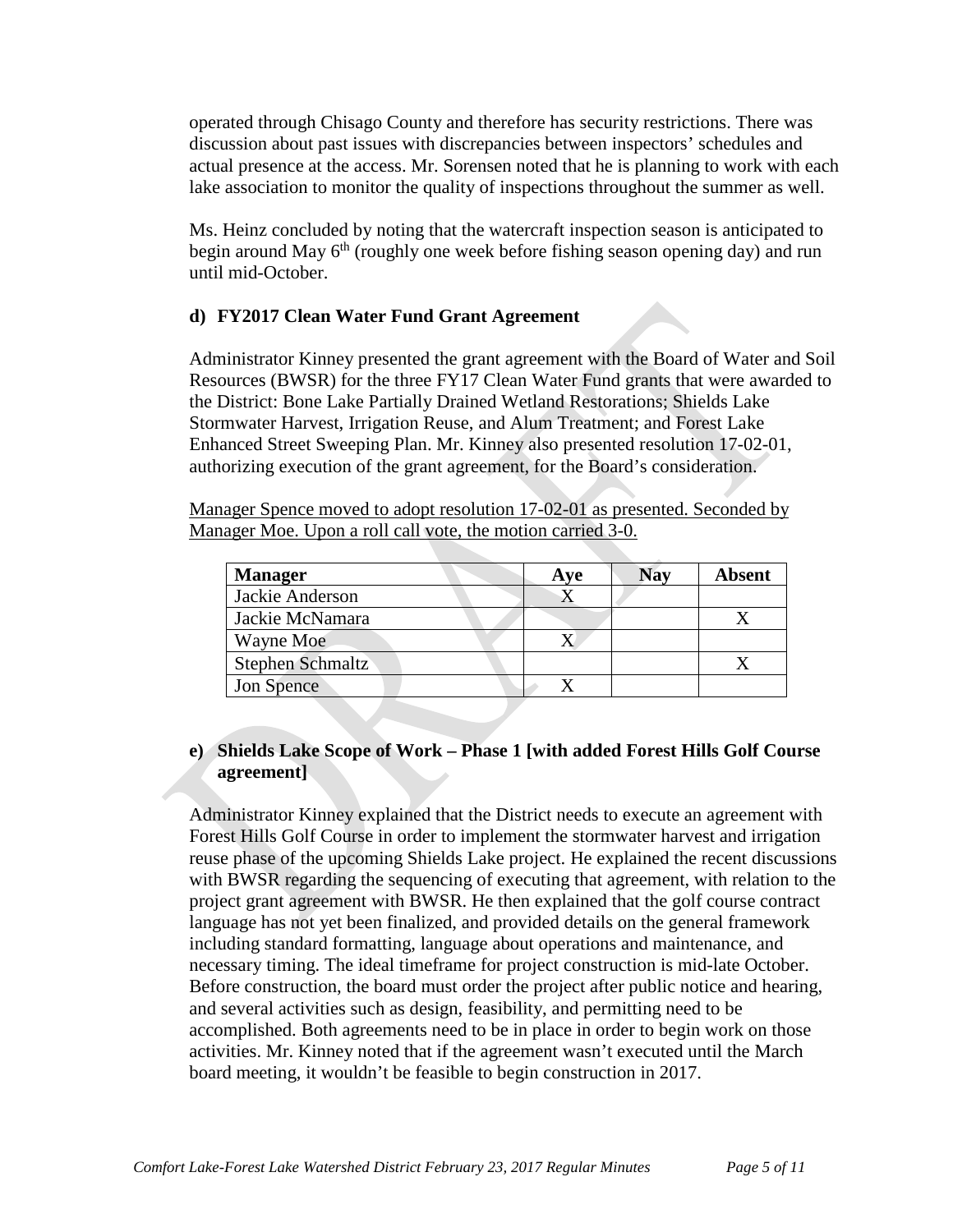operated through Chisago County and therefore has security restrictions. There was discussion about past issues with discrepancies between inspectors' schedules and actual presence at the access. Mr. Sorensen noted that he is planning to work with each lake association to monitor the quality of inspections throughout the summer as well.

Ms. Heinz concluded by noting that the watercraft inspection season is anticipated to begin around May 6th (roughly one week before fishing season opening day) and run until mid-October.

### d) FY2017 Clean Water Fund Grant Agreement

Administrator Kinney presented the grant agreement with the Board of Water and Soil Resources (BWSR) for the three FY17 Clean Water Fund grants that were awarded to the District: Bone Lake Partially Drained Wetland Restorations; Shields Lake Stormwater Harvest, Irrigation Reuse, and Alum Treatment; and Forest Lake Enhanced Street Sweeping Plan. Mr. Kinney also presented resolution 17-02-01, authorizing execution of the grant agreement, for the Board's consideration.

Manager Spence moved to adopt resolution 17-02-01 as presented. Seconded by Manager Moe. Upon a roll call vote, the motion carried 3-0.

| Manager | Aye | Nay | Absent |
|---|---|---|---|
| Jackie Anderson | X | | |
| Jackie McNamara | | | X |
| Wayne Moe | X | | |
| Stephen Schmaltz | | | X |
| Jon Spence | X | | |

### e) Shields Lake Scope of Work – Phase 1 [with added Forest Hills Golf Course agreement]

Administrator Kinney explained that the District needs to execute an agreement with Forest Hills Golf Course in order to implement the stormwater harvest and irrigation reuse phase of the upcoming Shields Lake project. He explained the recent discussions with BWSR regarding the sequencing of executing that agreement, with relation to the project grant agreement with BWSR. He then explained that the golf course contract language has not yet been finalized, and provided details on the general framework including standard formatting, language about operations and maintenance, and necessary timing. The ideal timeframe for project construction is mid-late October. Before construction, the board must order the project after public notice and hearing, and several activities such as design, feasibility, and permitting need to be accomplished. Both agreements need to be in place in order to begin work on those activities. Mr. Kinney noted that if the agreement wasn't executed until the March board meeting, it wouldn't be feasible to begin construction in 2017.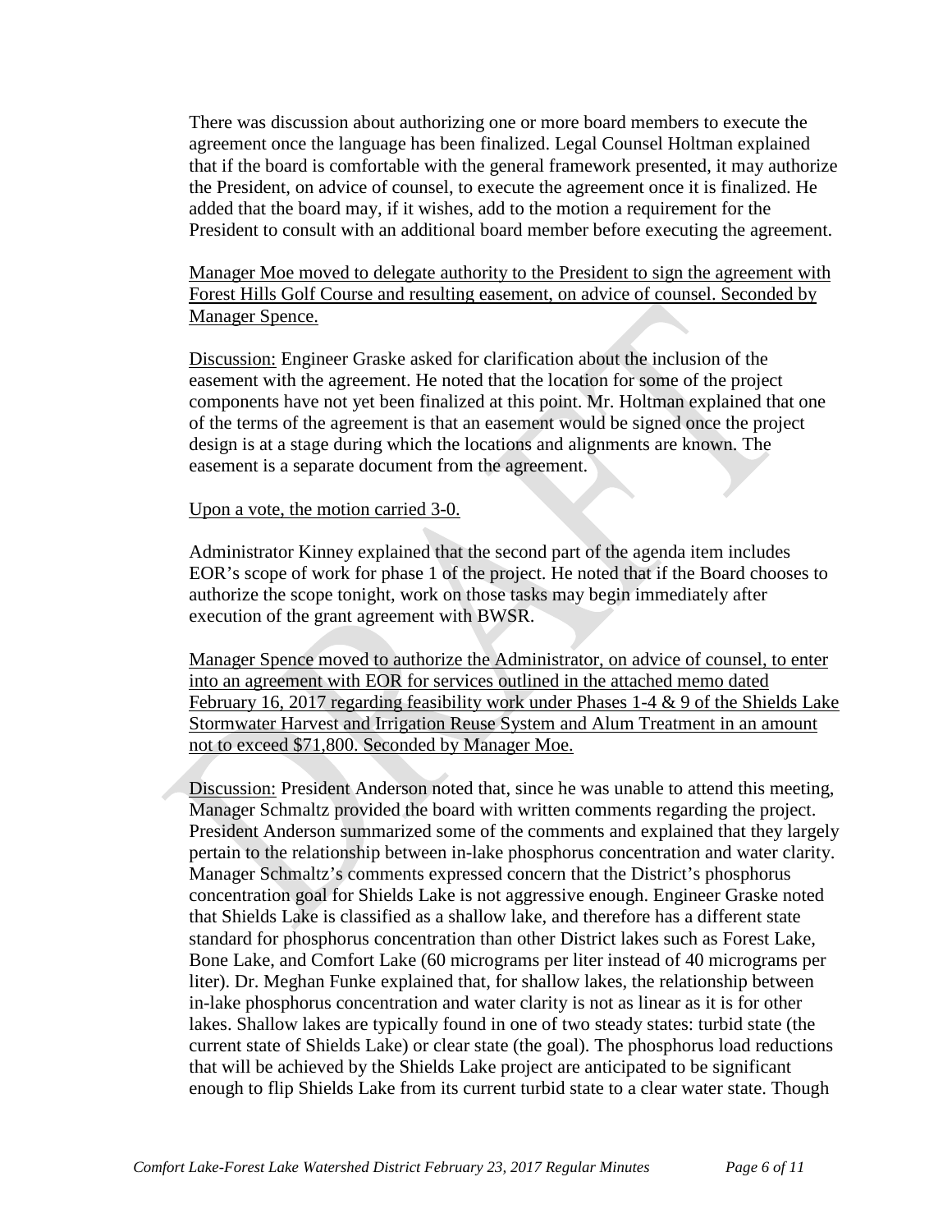There was discussion about authorizing one or more board members to execute the agreement once the language has been finalized. Legal Counsel Holtman explained that if the board is comfortable with the general framework presented, it may authorize the President, on advice of counsel, to execute the agreement once it is finalized. He added that the board may, if it wishes, add to the motion a requirement for the President to consult with an additional board member before executing the agreement.

<u>Manager Moe moved to delegate authority to the President to sign the agreement with Forest Hills Golf Course and resulting easement, on advice of counsel. Seconded by Manager Spence.</u>

<u>Discussion:</u> Engineer Graske asked for clarification about the inclusion of the easement with the agreement. He noted that the location for some of the project components have not yet been finalized at this point. Mr. Holtman explained that one of the terms of the agreement is that an easement would be signed once the project design is at a stage during which the locations and alignments are known. The easement is a separate document from the agreement.

<u>Upon a vote, the motion carried 3-0.</u>

Administrator Kinney explained that the second part of the agenda item includes EOR's scope of work for phase 1 of the project. He noted that if the Board chooses to authorize the scope tonight, work on those tasks may begin immediately after execution of the grant agreement with BWSR.

<u>Manager Spence moved to authorize the Administrator, on advice of counsel, to enter into an agreement with EOR for services outlined in the attached memo dated February 16, 2017 regarding feasibility work under Phases 1-4 & 9 of the Shields Lake Stormwater Harvest and Irrigation Reuse System and Alum Treatment in an amount not to exceed $71,800. Seconded by Manager Moe.</u>

<u>Discussion:</u> President Anderson noted that, since he was unable to attend this meeting, Manager Schmaltz provided the board with written comments regarding the project. President Anderson summarized some of the comments and explained that they largely pertain to the relationship between in-lake phosphorus concentration and water clarity. Manager Schmaltz's comments expressed concern that the District's phosphorus concentration goal for Shields Lake is not aggressive enough. Engineer Graske noted that Shields Lake is classified as a shallow lake, and therefore has a different state standard for phosphorus concentration than other District lakes such as Forest Lake, Bone Lake, and Comfort Lake (60 micrograms per liter instead of 40 micrograms per liter). Dr. Meghan Funke explained that, for shallow lakes, the relationship between in-lake phosphorus concentration and water clarity is not as linear as it is for other lakes. Shallow lakes are typically found in one of two steady states: turbid state (the current state of Shields Lake) or clear state (the goal). The phosphorus load reductions that will be achieved by the Shields Lake project are anticipated to be significant enough to flip Shields Lake from its current turbid state to a clear water state. Though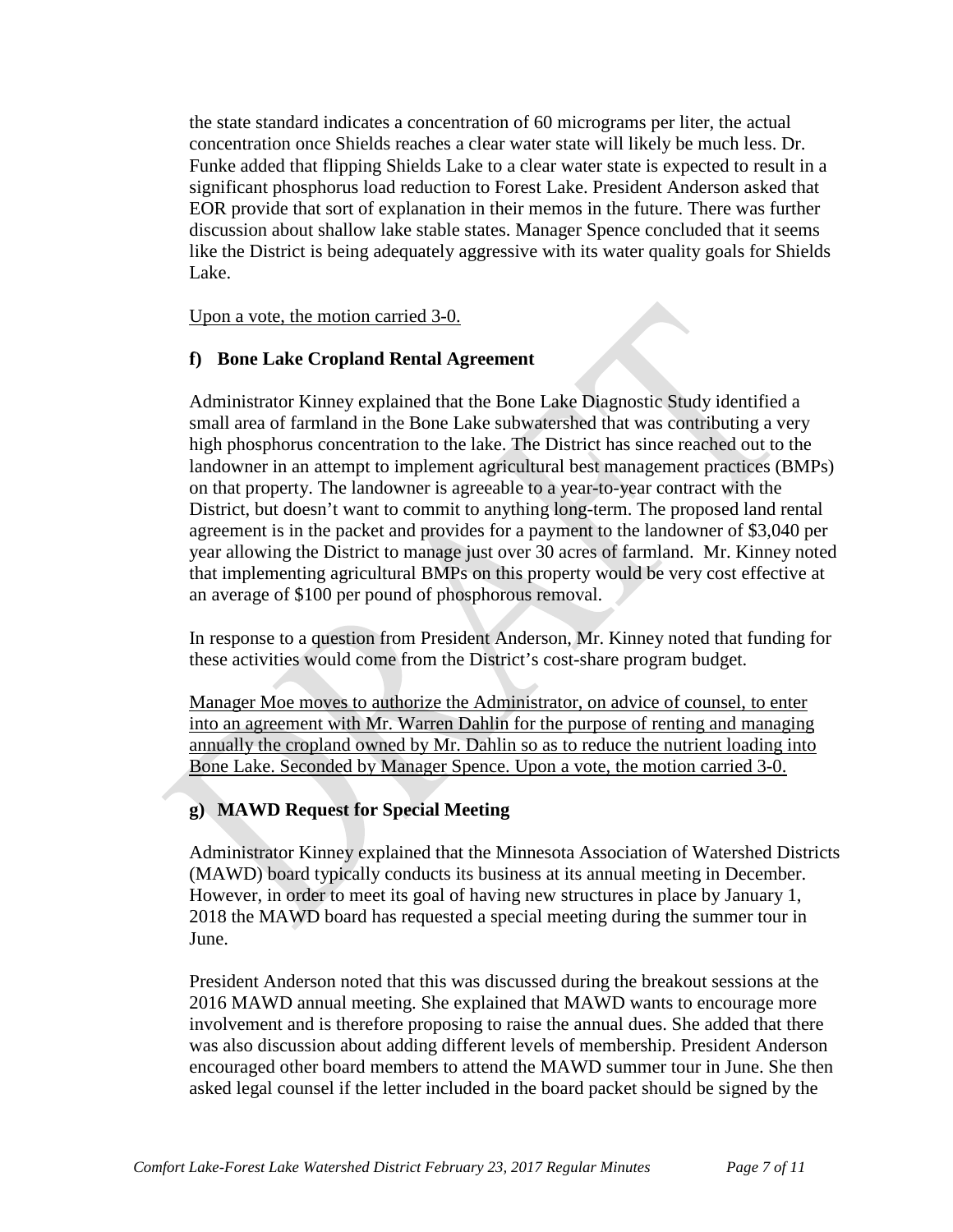the state standard indicates a concentration of 60 micrograms per liter, the actual concentration once Shields reaches a clear water state will likely be much less. Dr. Funke added that flipping Shields Lake to a clear water state is expected to result in a significant phosphorus load reduction to Forest Lake. President Anderson asked that EOR provide that sort of explanation in their memos in the future. There was further discussion about shallow lake stable states. Manager Spence concluded that it seems like the District is being adequately aggressive with its water quality goals for Shields Lake.

Upon a vote, the motion carried 3-0.

**f) Bone Lake Cropland Rental Agreement**

Administrator Kinney explained that the Bone Lake Diagnostic Study identified a small area of farmland in the Bone Lake subwatershed that was contributing a very high phosphorus concentration to the lake. The District has since reached out to the landowner in an attempt to implement agricultural best management practices (BMPs) on that property. The landowner is agreeable to a year-to-year contract with the District, but doesn't want to commit to anything long-term. The proposed land rental agreement is in the packet and provides for a payment to the landowner of $3,040 per year allowing the District to manage just over 30 acres of farmland. Mr. Kinney noted that implementing agricultural BMPs on this property would be very cost effective at an average of $100 per pound of phosphorous removal.

In response to a question from President Anderson, Mr. Kinney noted that funding for these activities would come from the District's cost-share program budget.

Manager Moe moves to authorize the Administrator, on advice of counsel, to enter into an agreement with Mr. Warren Dahlin for the purpose of renting and managing annually the cropland owned by Mr. Dahlin so as to reduce the nutrient loading into Bone Lake. Seconded by Manager Spence. Upon a vote, the motion carried 3-0.

**g) MAWD Request for Special Meeting**

Administrator Kinney explained that the Minnesota Association of Watershed Districts (MAWD) board typically conducts its business at its annual meeting in December. However, in order to meet its goal of having new structures in place by January 1, 2018 the MAWD board has requested a special meeting during the summer tour in June.

President Anderson noted that this was discussed during the breakout sessions at the 2016 MAWD annual meeting. She explained that MAWD wants to encourage more involvement and is therefore proposing to raise the annual dues. She added that there was also discussion about adding different levels of membership. President Anderson encouraged other board members to attend the MAWD summer tour in June. She then asked legal counsel if the letter included in the board packet should be signed by the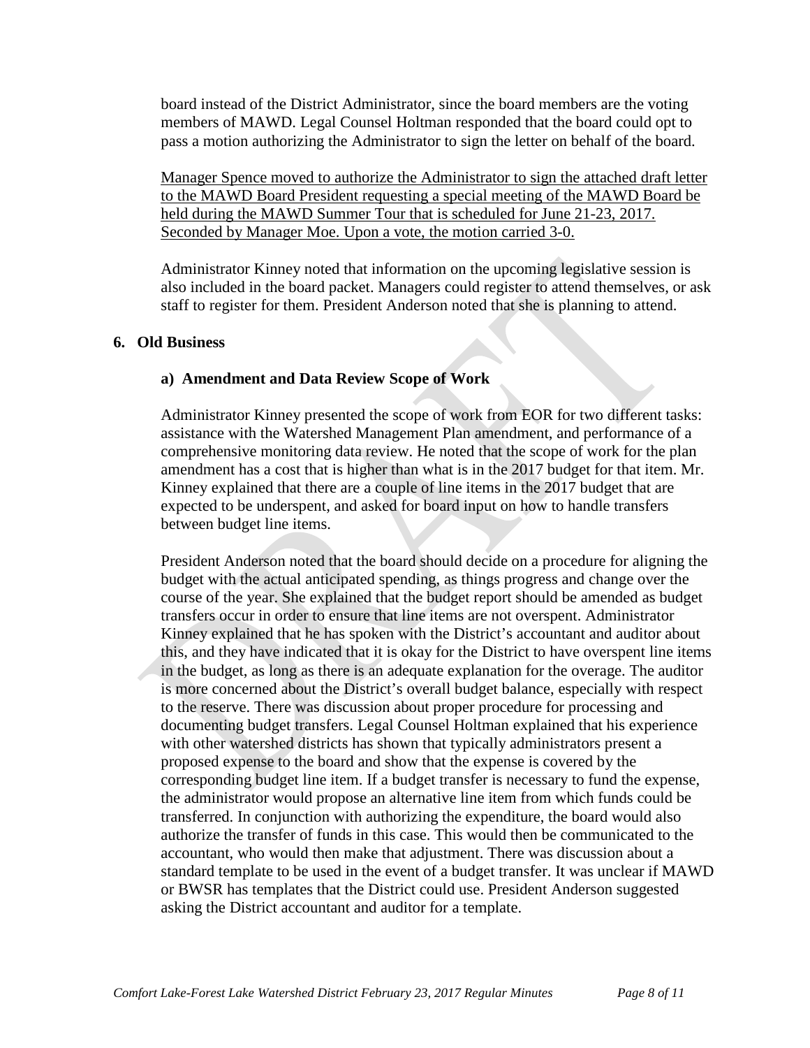board instead of the District Administrator, since the board members are the voting members of MAWD. Legal Counsel Holtman responded that the board could opt to pass a motion authorizing the Administrator to sign the letter on behalf of the board.

<u>Manager Spence moved to authorize the Administrator to sign the attached draft letter to the MAWD Board President requesting a special meeting of the MAWD Board be held during the MAWD Summer Tour that is scheduled for June 21-23, 2017. Seconded by Manager Moe. Upon a vote, the motion carried 3-0.</u>

Administrator Kinney noted that information on the upcoming legislative session is also included in the board packet. Managers could register to attend themselves, or ask staff to register for them. President Anderson noted that she is planning to attend.

## 6. Old Business

### a) Amendment and Data Review Scope of Work

Administrator Kinney presented the scope of work from EOR for two different tasks: assistance with the Watershed Management Plan amendment, and performance of a comprehensive monitoring data review. He noted that the scope of work for the plan amendment has a cost that is higher than what is in the 2017 budget for that item. Mr. Kinney explained that there are a couple of line items in the 2017 budget that are expected to be underspent, and asked for board input on how to handle transfers between budget line items.

President Anderson noted that the board should decide on a procedure for aligning the budget with the actual anticipated spending, as things progress and change over the course of the year. She explained that the budget report should be amended as budget transfers occur in order to ensure that line items are not overspent. Administrator Kinney explained that he has spoken with the District's accountant and auditor about this, and they have indicated that it is okay for the District to have overspent line items in the budget, as long as there is an adequate explanation for the overage. The auditor is more concerned about the District's overall budget balance, especially with respect to the reserve. There was discussion about proper procedure for processing and documenting budget transfers. Legal Counsel Holtman explained that his experience with other watershed districts has shown that typically administrators present a proposed expense to the board and show that the expense is covered by the corresponding budget line item. If a budget transfer is necessary to fund the expense, the administrator would propose an alternative line item from which funds could be transferred. In conjunction with authorizing the expenditure, the board would also authorize the transfer of funds in this case. This would then be communicated to the accountant, who would then make that adjustment. There was discussion about a standard template to be used in the event of a budget transfer. It was unclear if MAWD or BWSR has templates that the District could use. President Anderson suggested asking the District accountant and auditor for a template.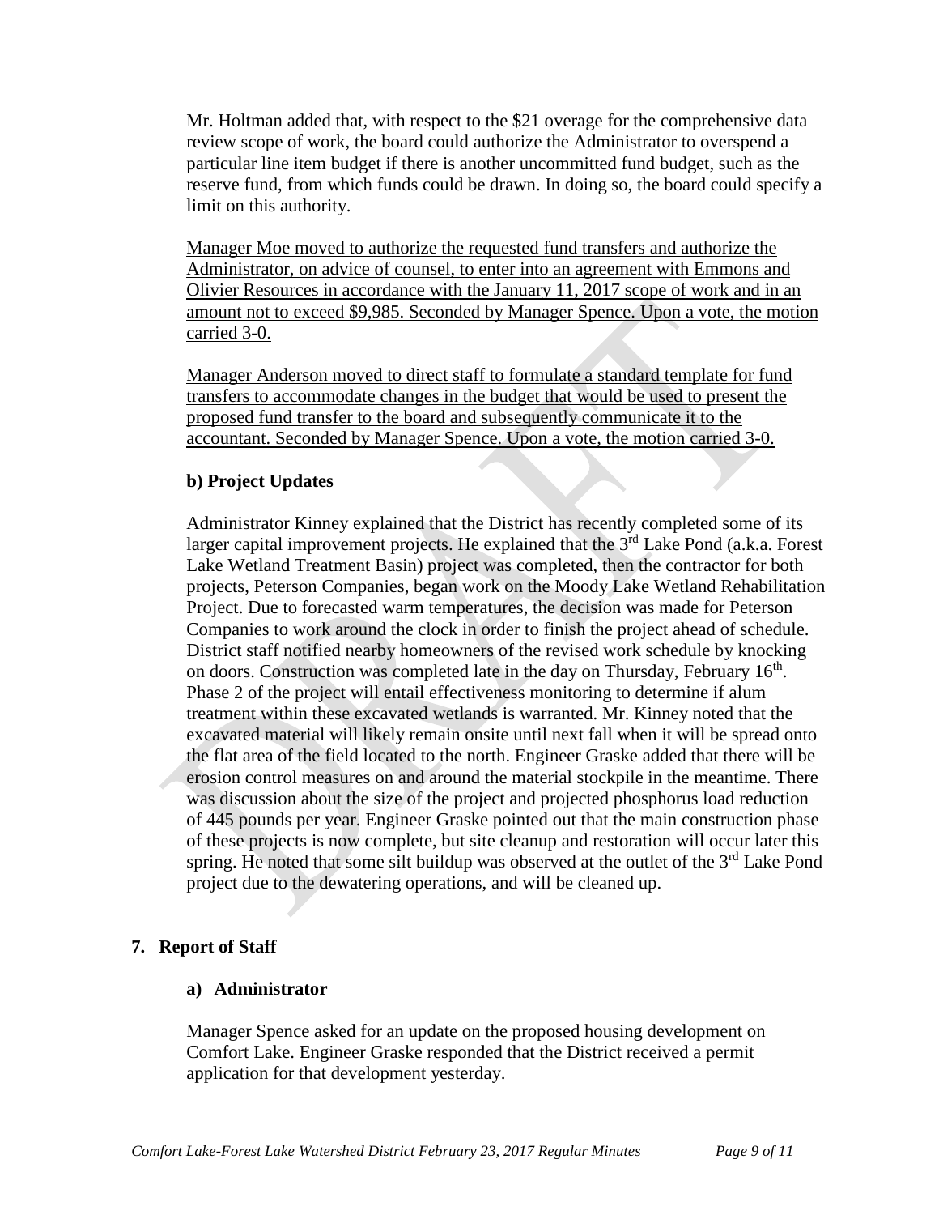Mr. Holtman added that, with respect to the $21 overage for the comprehensive data review scope of work, the board could authorize the Administrator to overspend a particular line item budget if there is another uncommitted fund budget, such as the reserve fund, from which funds could be drawn. In doing so, the board could specify a limit on this authority.

Manager Moe moved to authorize the requested fund transfers and authorize the Administrator, on advice of counsel, to enter into an agreement with Emmons and Olivier Resources in accordance with the January 11, 2017 scope of work and in an amount not to exceed $9,985. Seconded by Manager Spence. Upon a vote, the motion carried 3-0.

Manager Anderson moved to direct staff to formulate a standard template for fund transfers to accommodate changes in the budget that would be used to present the proposed fund transfer to the board and subsequently communicate it to the accountant. Seconded by Manager Spence. Upon a vote, the motion carried 3-0.

**b) Project Updates**

Administrator Kinney explained that the District has recently completed some of its larger capital improvement projects. He explained that the 3rd Lake Pond (a.k.a. Forest Lake Wetland Treatment Basin) project was completed, then the contractor for both projects, Peterson Companies, began work on the Moody Lake Wetland Rehabilitation Project. Due to forecasted warm temperatures, the decision was made for Peterson Companies to work around the clock in order to finish the project ahead of schedule. District staff notified nearby homeowners of the revised work schedule by knocking on doors. Construction was completed late in the day on Thursday, February 16th. Phase 2 of the project will entail effectiveness monitoring to determine if alum treatment within these excavated wetlands is warranted. Mr. Kinney noted that the excavated material will likely remain onsite until next fall when it will be spread onto the flat area of the field located to the north. Engineer Graske added that there will be erosion control measures on and around the material stockpile in the meantime. There was discussion about the size of the project and projected phosphorus load reduction of 445 pounds per year. Engineer Graske pointed out that the main construction phase of these projects is now complete, but site cleanup and restoration will occur later this spring. He noted that some silt buildup was observed at the outlet of the 3rd Lake Pond project due to the dewatering operations, and will be cleaned up.

## 7. Report of Staff

### a) Administrator

Manager Spence asked for an update on the proposed housing development on Comfort Lake. Engineer Graske responded that the District received a permit application for that development yesterday.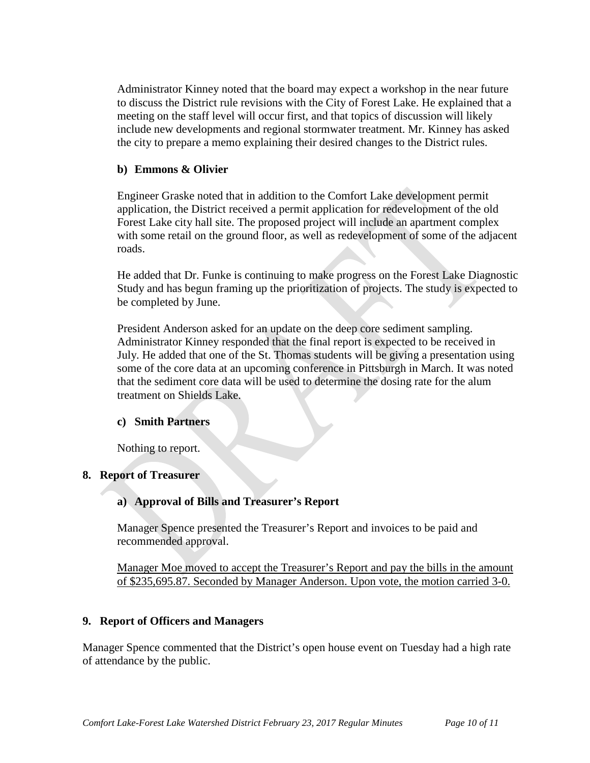Administrator Kinney noted that the board may expect a workshop in the near future to discuss the District rule revisions with the City of Forest Lake. He explained that a meeting on the staff level will occur first, and that topics of discussion will likely include new developments and regional stormwater treatment. Mr. Kinney has asked the city to prepare a memo explaining their desired changes to the District rules.

**b) Emmons & Olivier**

Engineer Graske noted that in addition to the Comfort Lake development permit application, the District received a permit application for redevelopment of the old Forest Lake city hall site. The proposed project will include an apartment complex with some retail on the ground floor, as well as redevelopment of some of the adjacent roads.

He added that Dr. Funke is continuing to make progress on the Forest Lake Diagnostic Study and has begun framing up the prioritization of projects. The study is expected to be completed by June.

President Anderson asked for an update on the deep core sediment sampling. Administrator Kinney responded that the final report is expected to be received in July. He added that one of the St. Thomas students will be giving a presentation using some of the core data at an upcoming conference in Pittsburgh in March. It was noted that the sediment core data will be used to determine the dosing rate for the alum treatment on Shields Lake.

**c) Smith Partners**

Nothing to report.

**8. Report of Treasurer**

**a) Approval of Bills and Treasurer's Report**

Manager Spence presented the Treasurer's Report and invoices to be paid and recommended approval.

<u>Manager Moe moved to accept the Treasurer's Report and pay the bills in the amount of $235,695.87. Seconded by Manager Anderson. Upon vote, the motion carried 3-0.</u>

**9. Report of Officers and Managers**

Manager Spence commented that the District's open house event on Tuesday had a high rate of attendance by the public.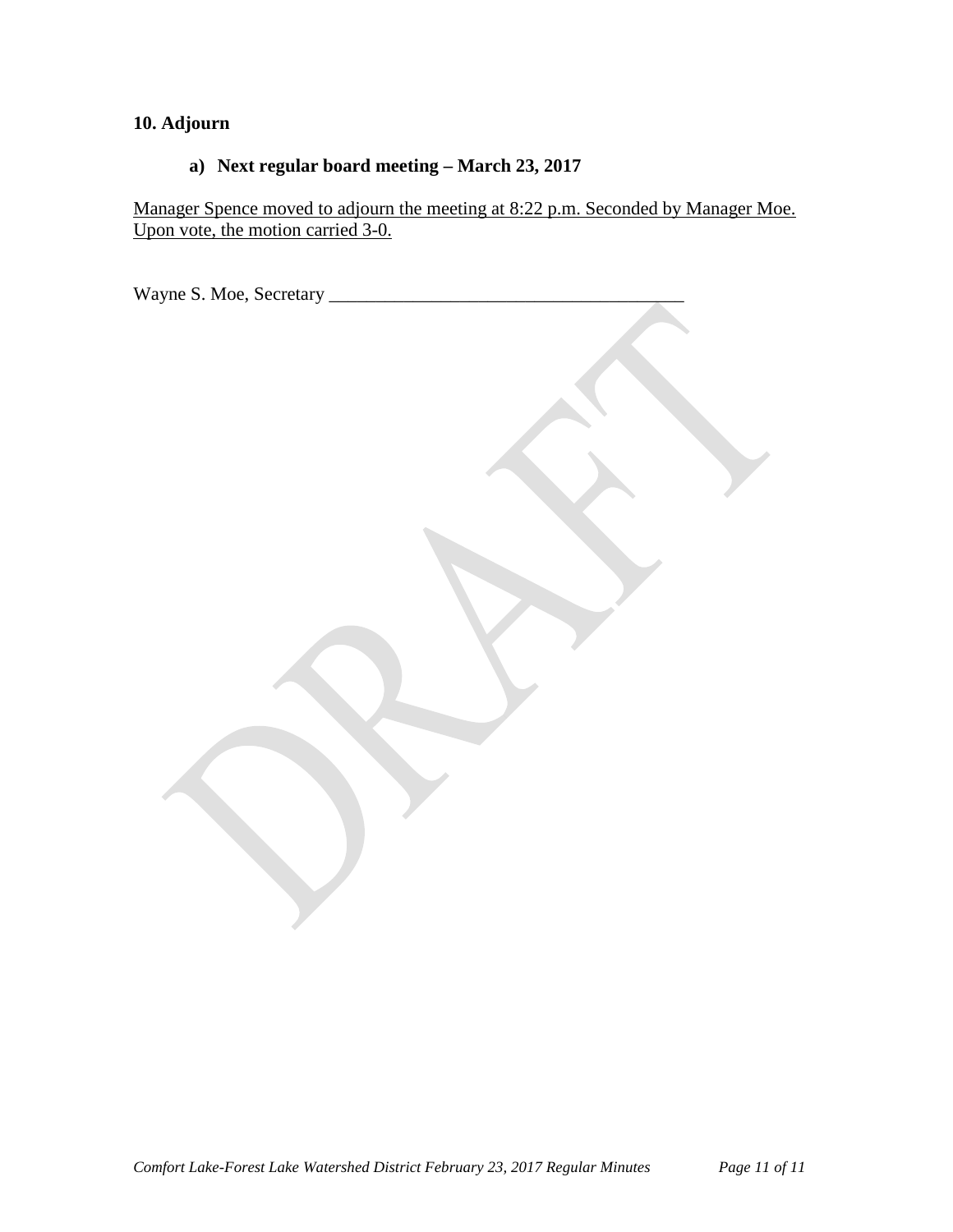**10. Adjourn**

**a) Next regular board meeting – March 23, 2017**

Manager Spence moved to adjourn the meeting at 8:22 p.m. Seconded by Manager Moe. Upon vote, the motion carried 3-0.

Wayne S. Moe, Secretary _______________________________________